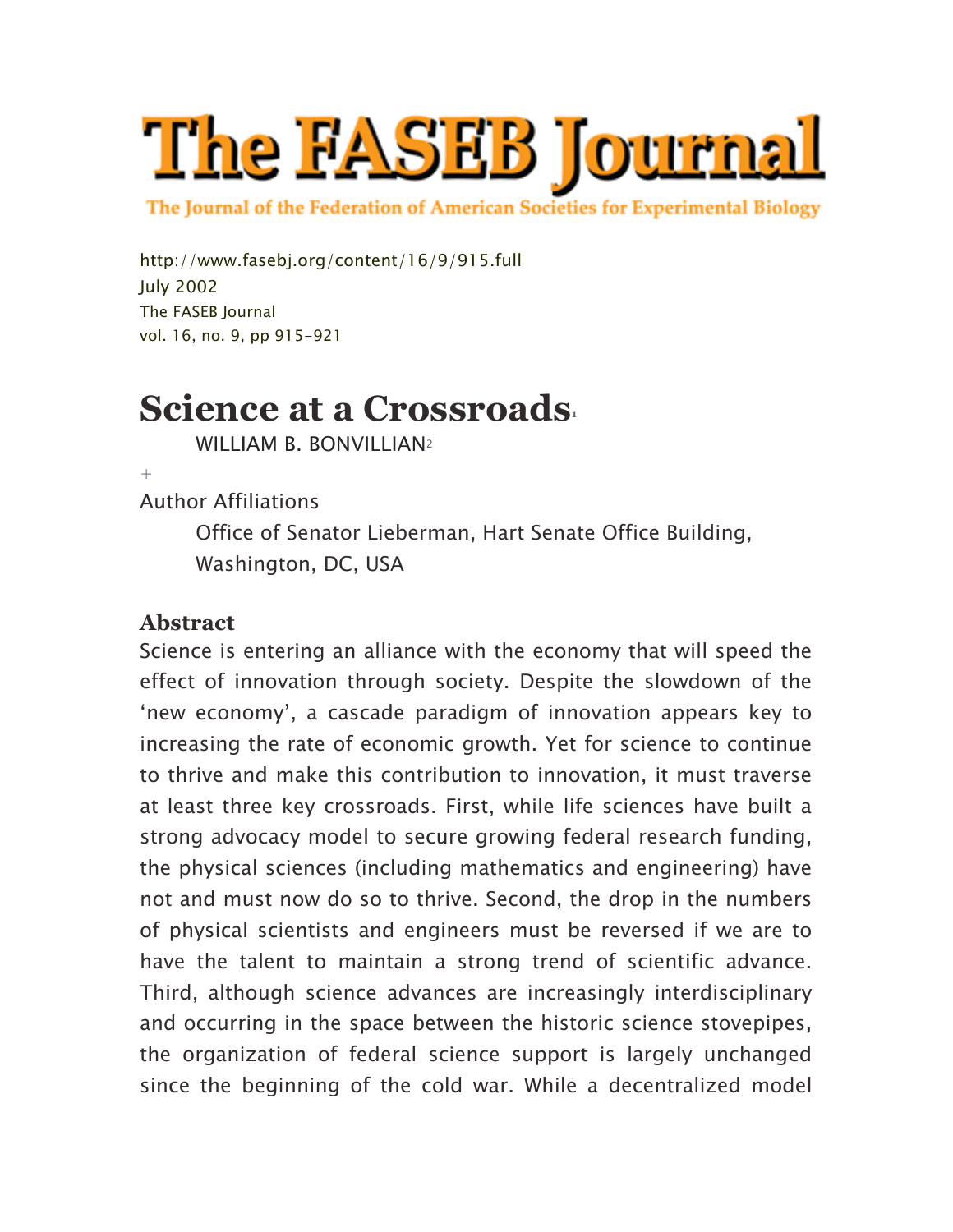# The FASEB Journal

The Journal of the Federation of American Societies for Experimental Biology

http://www.fasebj.org/content/16/9/915.full
July 2002
The FASEB Journal
vol. 16, no. 9, pp 915–921

# Science at a Crossroads[1]

WILLIAM B. BONVILLIAN[2]

+

Author Affiliations

Office of Senator Lieberman, Hart Senate Office Building, Washington, DC, USA

## Abstract

Science is entering an alliance with the economy that will speed the effect of innovation through society. Despite the slowdown of the 'new economy', a cascade paradigm of innovation appears key to increasing the rate of economic growth. Yet for science to continue to thrive and make this contribution to innovation, it must traverse at least three key crossroads. First, while life sciences have built a strong advocacy model to secure growing federal research funding, the physical sciences (including mathematics and engineering) have not and must now do so to thrive. Second, the drop in the numbers of physical scientists and engineers must be reversed if we are to have the talent to maintain a strong trend of scientific advance. Third, although science advances are increasingly interdisciplinary and occurring in the space between the historic science stovepipes, the organization of federal science support is largely unchanged since the beginning of the cold war. While a decentralized model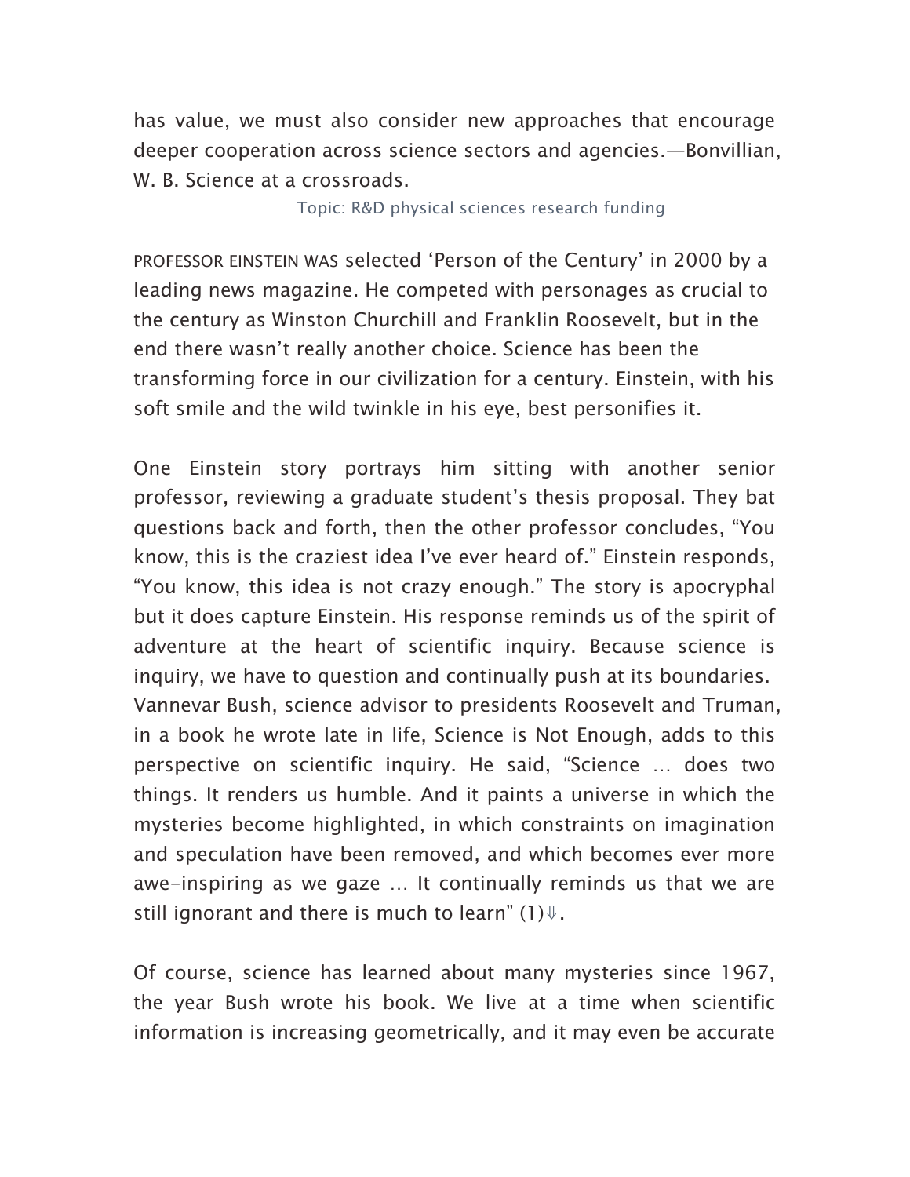has value, we must also consider new approaches that encourage deeper cooperation across science sectors and agencies.—Bonvillian, W. B. Science at a crossroads.

Topic: R&D physical sciences research funding

PROFESSOR EINSTEIN WAS selected ‘Person of the Century’ in 2000 by a leading news magazine. He competed with personages as crucial to the century as Winston Churchill and Franklin Roosevelt, but in the end there wasn’t really another choice. Science has been the transforming force in our civilization for a century. Einstein, with his soft smile and the wild twinkle in his eye, best personifies it.

One Einstein story portrays him sitting with another senior professor, reviewing a graduate student’s thesis proposal. They bat questions back and forth, then the other professor concludes, “You know, this is the craziest idea I’ve ever heard of.” Einstein responds, “You know, this idea is not crazy enough.” The story is apocryphal but it does capture Einstein. His response reminds us of the spirit of adventure at the heart of scientific inquiry. Because science is inquiry, we have to question and continually push at its boundaries. Vannevar Bush, science advisor to presidents Roosevelt and Truman, in a book he wrote late in life, Science is Not Enough, adds to this perspective on scientific inquiry. He said, “Science … does two things. It renders us humble. And it paints a universe in which the mysteries become highlighted, in which constraints on imagination and speculation have been removed, and which becomes ever more awe-inspiring as we gaze … It continually reminds us that we are still ignorant and there is much to learn” (1)⇓.

Of course, science has learned about many mysteries since 1967, the year Bush wrote his book. We live at a time when scientific information is increasing geometrically, and it may even be accurate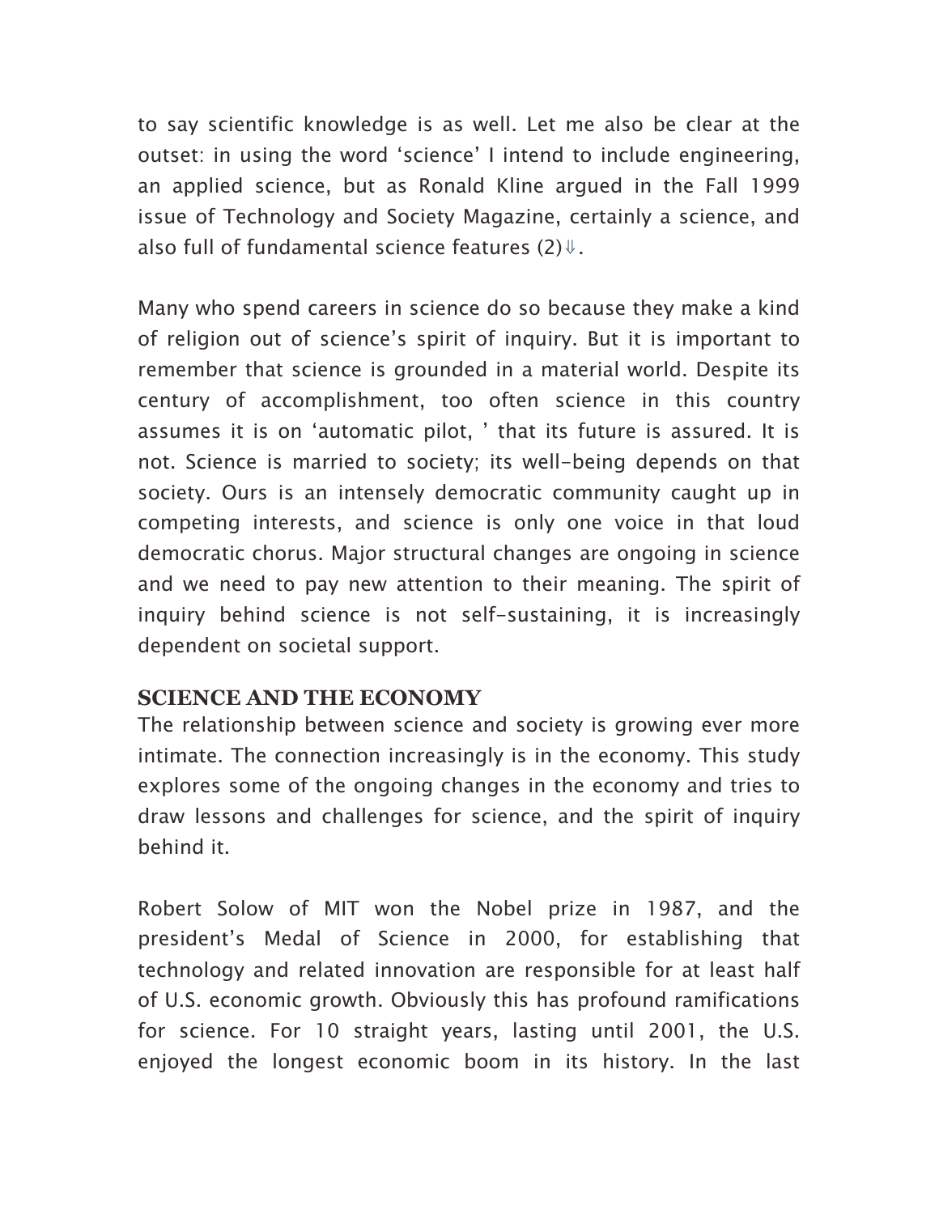to say scientific knowledge is as well. Let me also be clear at the outset: in using the word 'science' I intend to include engineering, an applied science, but as Ronald Kline argued in the Fall 1999 issue of Technology and Society Magazine, certainly a science, and also full of fundamental science features (2)⇓.

Many who spend careers in science do so because they make a kind of religion out of science's spirit of inquiry. But it is important to remember that science is grounded in a material world. Despite its century of accomplishment, too often science in this country assumes it is on 'automatic pilot, ' that its future is assured. It is not. Science is married to society; its well-being depends on that society. Ours is an intensely democratic community caught up in competing interests, and science is only one voice in that loud democratic chorus. Major structural changes are ongoing in science and we need to pay new attention to their meaning. The spirit of inquiry behind science is not self-sustaining, it is increasingly dependent on societal support.

## SCIENCE AND THE ECONOMY

The relationship between science and society is growing ever more intimate. The connection increasingly is in the economy. This study explores some of the ongoing changes in the economy and tries to draw lessons and challenges for science, and the spirit of inquiry behind it.

Robert Solow of MIT won the Nobel prize in 1987, and the president's Medal of Science in 2000, for establishing that technology and related innovation are responsible for at least half of U.S. economic growth. Obviously this has profound ramifications for science. For 10 straight years, lasting until 2001, the U.S. enjoyed the longest economic boom in its history. In the last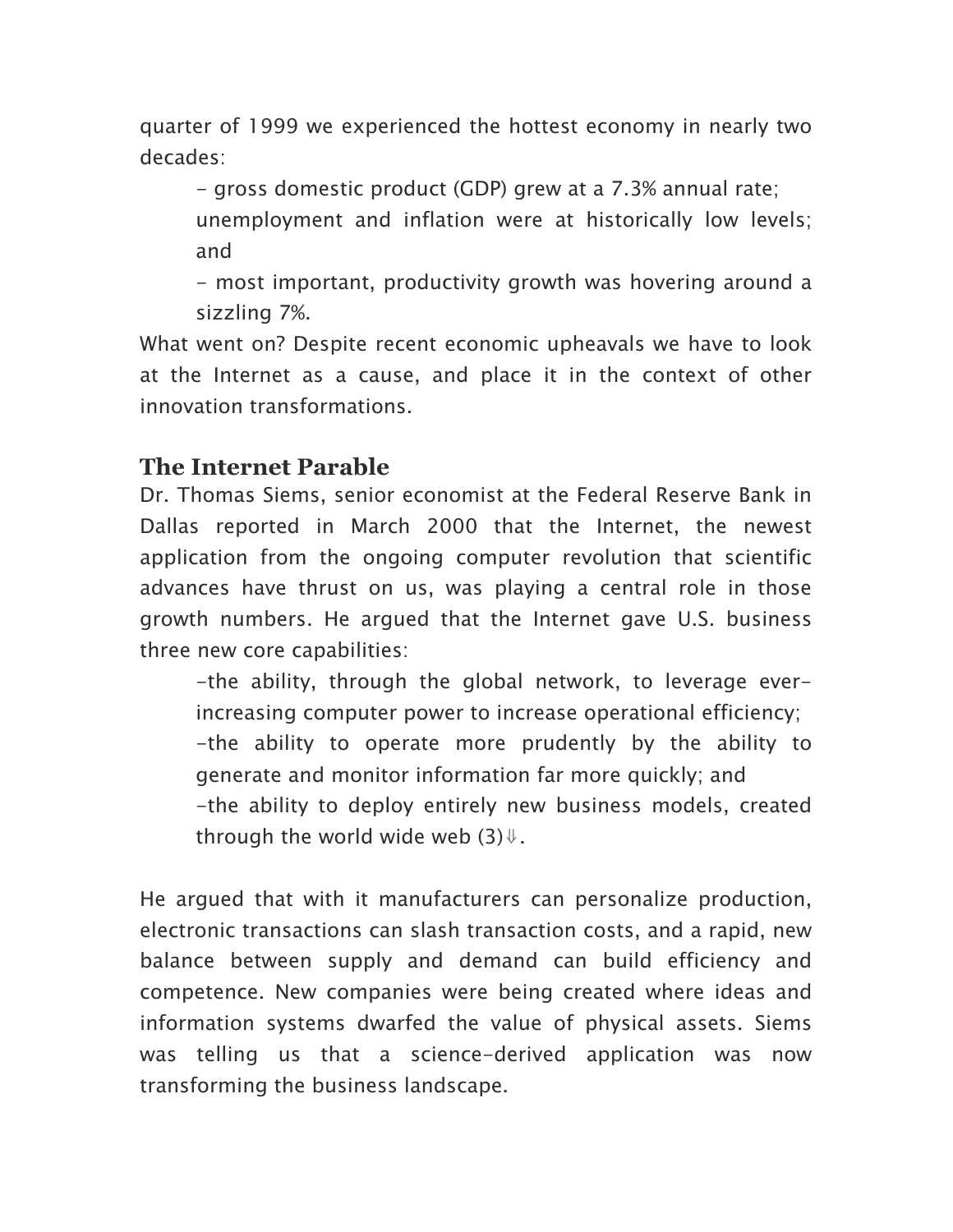quarter of 1999 we experienced the hottest economy in nearly two decades:

- gross domestic product (GDP) grew at a 7.3% annual rate;
  unemployment and inflation were at historically low levels; and
- most important, productivity growth was hovering around a sizzling 7%.

What went on? Despite recent economic upheavals we have to look at the Internet as a cause, and place it in the context of other innovation transformations.

## The Internet Parable

Dr. Thomas Siems, senior economist at the Federal Reserve Bank in Dallas reported in March 2000 that the Internet, the newest application from the ongoing computer revolution that scientific advances have thrust on us, was playing a central role in those growth numbers. He argued that the Internet gave U.S. business three new core capabilities:

- the ability, through the global network, to leverage ever-increasing computer power to increase operational efficiency;
- the ability to operate more prudently by the ability to generate and monitor information far more quickly; and
- the ability to deploy entirely new business models, created through the world wide web (3)⇓.

He argued that with it manufacturers can personalize production, electronic transactions can slash transaction costs, and a rapid, new balance between supply and demand can build efficiency and competence. New companies were being created where ideas and information systems dwarfed the value of physical assets. Siems was telling us that a science-derived application was now transforming the business landscape.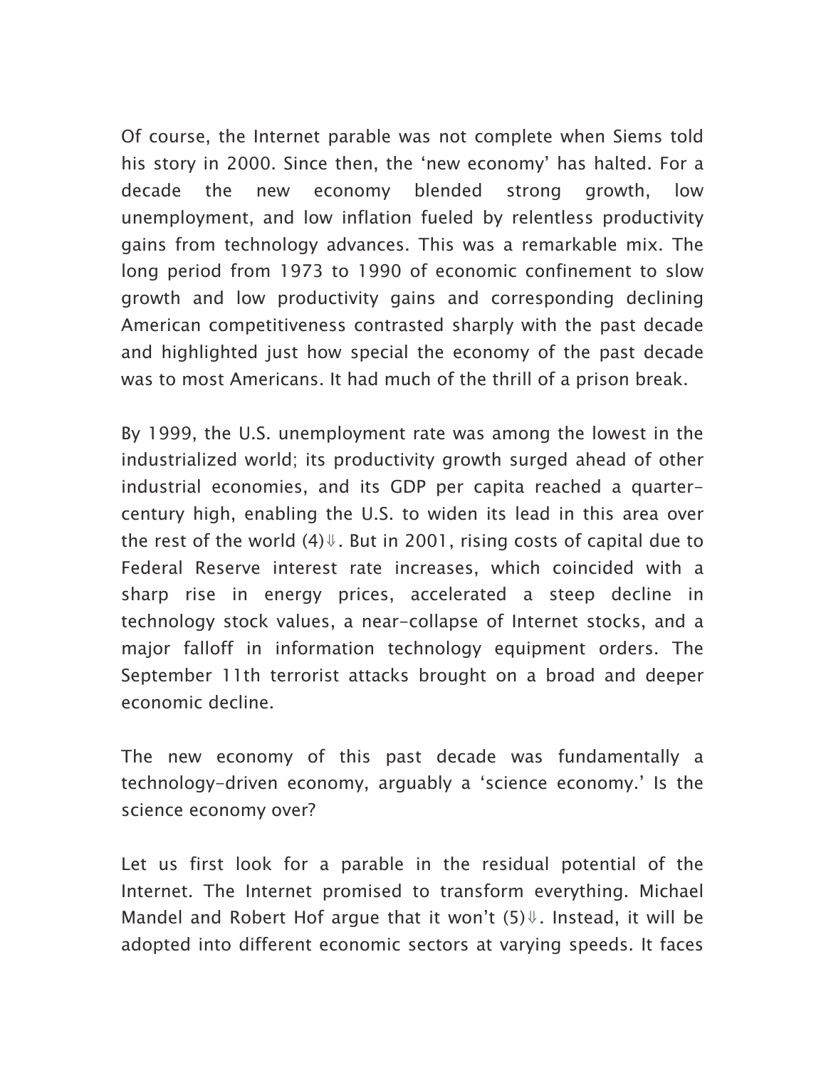Of course, the Internet parable was not complete when Siems told his story in 2000. Since then, the ‘new economy’ has halted. For a decade the new economy blended strong growth, low unemployment, and low inflation fueled by relentless productivity gains from technology advances. This was a remarkable mix. The long period from 1973 to 1990 of economic confinement to slow growth and low productivity gains and corresponding declining American competitiveness contrasted sharply with the past decade and highlighted just how special the economy of the past decade was to most Americans. It had much of the thrill of a prison break.

By 1999, the U.S. unemployment rate was among the lowest in the industrialized world; its productivity growth surged ahead of other industrial economies, and its GDP per capita reached a quarter-century high, enabling the U.S. to widen its lead in this area over the rest of the world (4)⇓. But in 2001, rising costs of capital due to Federal Reserve interest rate increases, which coincided with a sharp rise in energy prices, accelerated a steep decline in technology stock values, a near-collapse of Internet stocks, and a major falloff in information technology equipment orders. The September 11th terrorist attacks brought on a broad and deeper economic decline.

The new economy of this past decade was fundamentally a technology-driven economy, arguably a ‘science economy.’ Is the science economy over?

Let us first look for a parable in the residual potential of the Internet. The Internet promised to transform everything. Michael Mandel and Robert Hof argue that it won’t (5)⇓. Instead, it will be adopted into different economic sectors at varying speeds. It faces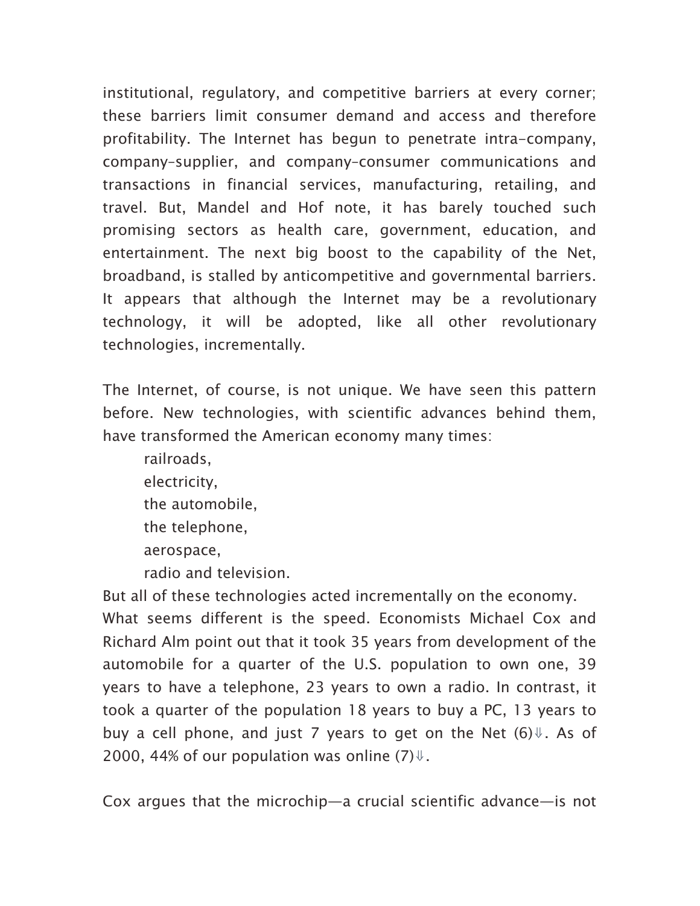institutional, regulatory, and competitive barriers at every corner; these barriers limit consumer demand and access and therefore profitability. The Internet has begun to penetrate intra-company, company-supplier, and company-consumer communications and transactions in financial services, manufacturing, retailing, and travel. But, Mandel and Hof note, it has barely touched such promising sectors as health care, government, education, and entertainment. The next big boost to the capability of the Net, broadband, is stalled by anticompetitive and governmental barriers. It appears that although the Internet may be a revolutionary technology, it will be adopted, like all other revolutionary technologies, incrementally.

The Internet, of course, is not unique. We have seen this pattern before. New technologies, with scientific advances behind them, have transformed the American economy many times:

- railroads,
- electricity,
- the automobile,
- the telephone,
- aerospace,
- radio and television.

But all of these technologies acted incrementally on the economy.

What seems different is the speed. Economists Michael Cox and Richard Alm point out that it took 35 years from development of the automobile for a quarter of the U.S. population to own one, 39 years to have a telephone, 23 years to own a radio. In contrast, it took a quarter of the population 18 years to buy a PC, 13 years to buy a cell phone, and just 7 years to get on the Net (6)⇓. As of 2000, 44% of our population was online (7)⇓.

Cox argues that the microchip—a crucial scientific advance—is not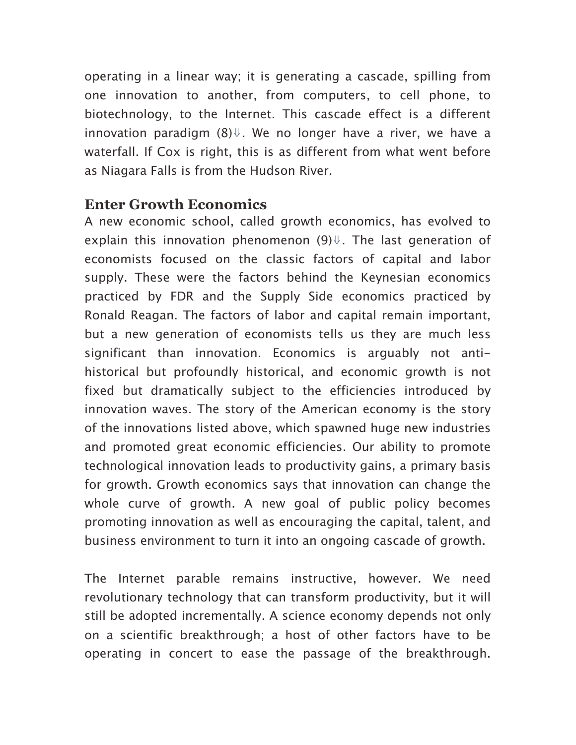operating in a linear way; it is generating a cascade, spilling from one innovation to another, from computers, to cell phone, to biotechnology, to the Internet. This cascade effect is a different innovation paradigm (8)⇓. We no longer have a river, we have a waterfall. If Cox is right, this is as different from what went before as Niagara Falls is from the Hudson River.

## Enter Growth Economics

A new economic school, called growth economics, has evolved to explain this innovation phenomenon (9)⇓. The last generation of economists focused on the classic factors of capital and labor supply. These were the factors behind the Keynesian economics practiced by FDR and the Supply Side economics practiced by Ronald Reagan. The factors of labor and capital remain important, but a new generation of economists tells us they are much less significant than innovation. Economics is arguably not anti-historical but profoundly historical, and economic growth is not fixed but dramatically subject to the efficiencies introduced by innovation waves. The story of the American economy is the story of the innovations listed above, which spawned huge new industries and promoted great economic efficiencies. Our ability to promote technological innovation leads to productivity gains, a primary basis for growth. Growth economics says that innovation can change the whole curve of growth. A new goal of public policy becomes promoting innovation as well as encouraging the capital, talent, and business environment to turn it into an ongoing cascade of growth.

The Internet parable remains instructive, however. We need revolutionary technology that can transform productivity, but it will still be adopted incrementally. A science economy depends not only on a scientific breakthrough; a host of other factors have to be operating in concert to ease the passage of the breakthrough.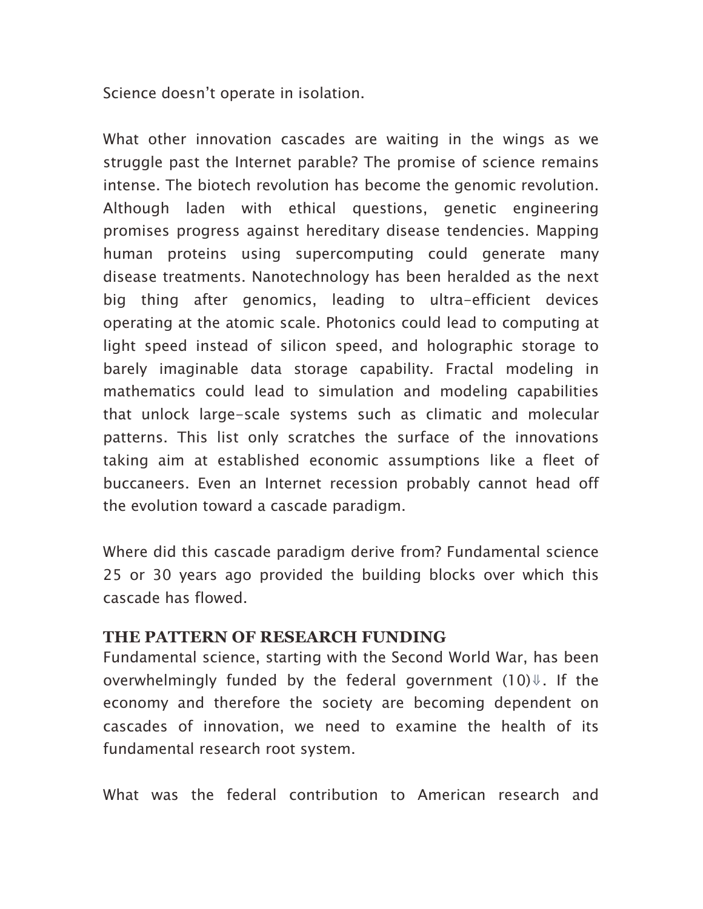Science doesn't operate in isolation.

What other innovation cascades are waiting in the wings as we struggle past the Internet parable? The promise of science remains intense. The biotech revolution has become the genomic revolution. Although laden with ethical questions, genetic engineering promises progress against hereditary disease tendencies. Mapping human proteins using supercomputing could generate many disease treatments. Nanotechnology has been heralded as the next big thing after genomics, leading to ultra-efficient devices operating at the atomic scale. Photonics could lead to computing at light speed instead of silicon speed, and holographic storage to barely imaginable data storage capability. Fractal modeling in mathematics could lead to simulation and modeling capabilities that unlock large-scale systems such as climatic and molecular patterns. This list only scratches the surface of the innovations taking aim at established economic assumptions like a fleet of buccaneers. Even an Internet recession probably cannot head off the evolution toward a cascade paradigm.

Where did this cascade paradigm derive from? Fundamental science 25 or 30 years ago provided the building blocks over which this cascade has flowed.

### THE PATTERN OF RESEARCH FUNDING

Fundamental science, starting with the Second World War, has been overwhelmingly funded by the federal government (10)⇓. If the economy and therefore the society are becoming dependent on cascades of innovation, we need to examine the health of its fundamental research root system.

What was the federal contribution to American research and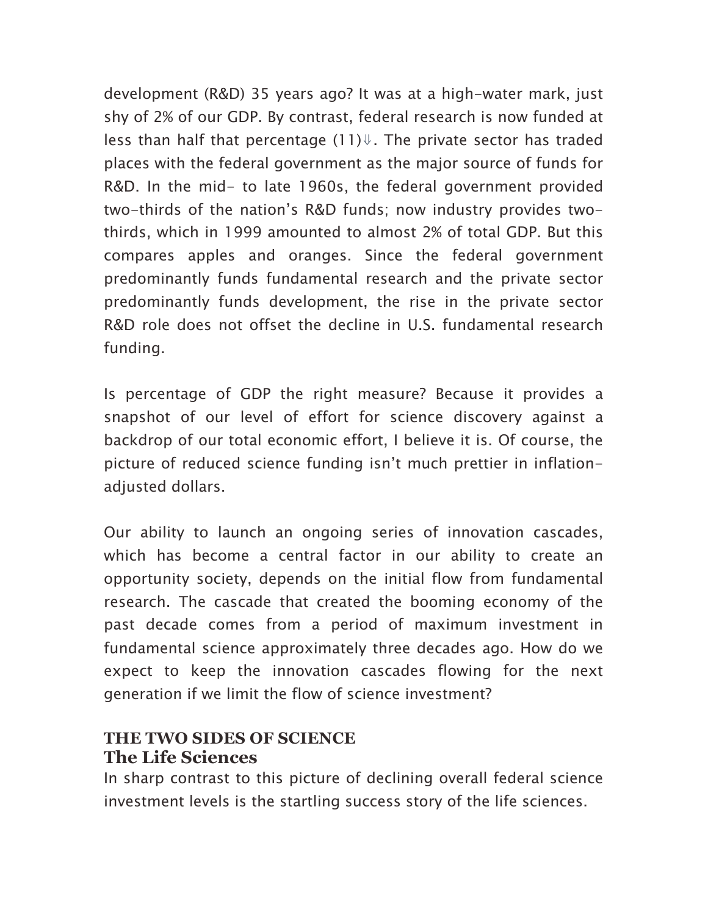development (R&D) 35 years ago? It was at a high-water mark, just shy of 2% of our GDP. By contrast, federal research is now funded at less than half that percentage (11)⇓. The private sector has traded places with the federal government as the major source of funds for R&D. In the mid- to late 1960s, the federal government provided two-thirds of the nation's R&D funds; now industry provides two-thirds, which in 1999 amounted to almost 2% of total GDP. But this compares apples and oranges. Since the federal government predominantly funds fundamental research and the private sector predominantly funds development, the rise in the private sector R&D role does not offset the decline in U.S. fundamental research funding.

Is percentage of GDP the right measure? Because it provides a snapshot of our level of effort for science discovery against a backdrop of our total economic effort, I believe it is. Of course, the picture of reduced science funding isn't much prettier in inflation-adjusted dollars.

Our ability to launch an ongoing series of innovation cascades, which has become a central factor in our ability to create an opportunity society, depends on the initial flow from fundamental research. The cascade that created the booming economy of the past decade comes from a period of maximum investment in fundamental science approximately three decades ago. How do we expect to keep the innovation cascades flowing for the next generation if we limit the flow of science investment?

## THE TWO SIDES OF SCIENCE

### The Life Sciences

In sharp contrast to this picture of declining overall federal science investment levels is the startling success story of the life sciences.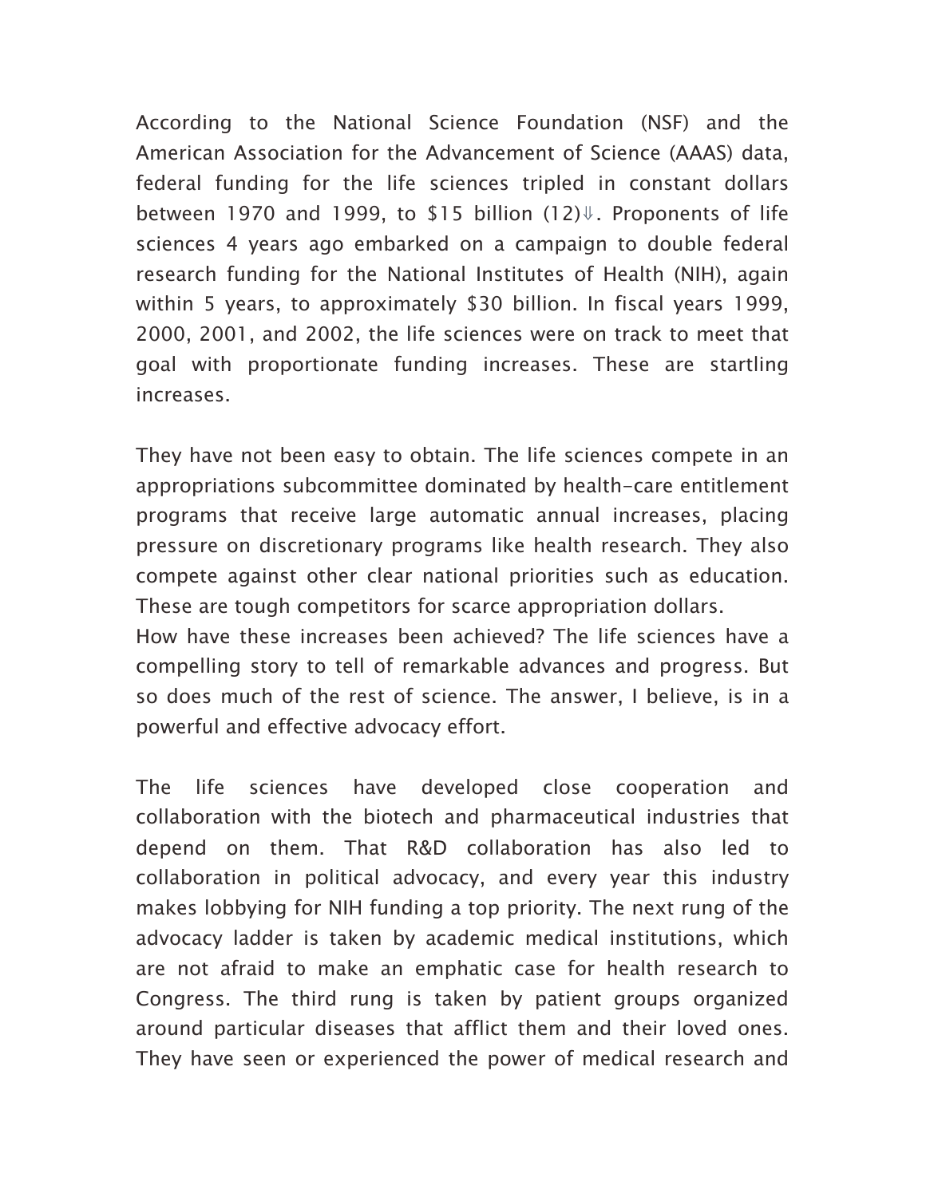According to the National Science Foundation (NSF) and the American Association for the Advancement of Science (AAAS) data, federal funding for the life sciences tripled in constant dollars between 1970 and 1999, to $15 billion (12)⇓. Proponents of life sciences 4 years ago embarked on a campaign to double federal research funding for the National Institutes of Health (NIH), again within 5 years, to approximately $30 billion. In fiscal years 1999, 2000, 2001, and 2002, the life sciences were on track to meet that goal with proportionate funding increases. These are startling increases.

They have not been easy to obtain. The life sciences compete in an appropriations subcommittee dominated by health-care entitlement programs that receive large automatic annual increases, placing pressure on discretionary programs like health research. They also compete against other clear national priorities such as education. These are tough competitors for scarce appropriation dollars.
How have these increases been achieved? The life sciences have a compelling story to tell of remarkable advances and progress. But so does much of the rest of science. The answer, I believe, is in a powerful and effective advocacy effort.

The life sciences have developed close cooperation and collaboration with the biotech and pharmaceutical industries that depend on them. That R&D collaboration has also led to collaboration in political advocacy, and every year this industry makes lobbying for NIH funding a top priority. The next rung of the advocacy ladder is taken by academic medical institutions, which are not afraid to make an emphatic case for health research to Congress. The third rung is taken by patient groups organized around particular diseases that afflict them and their loved ones. They have seen or experienced the power of medical research and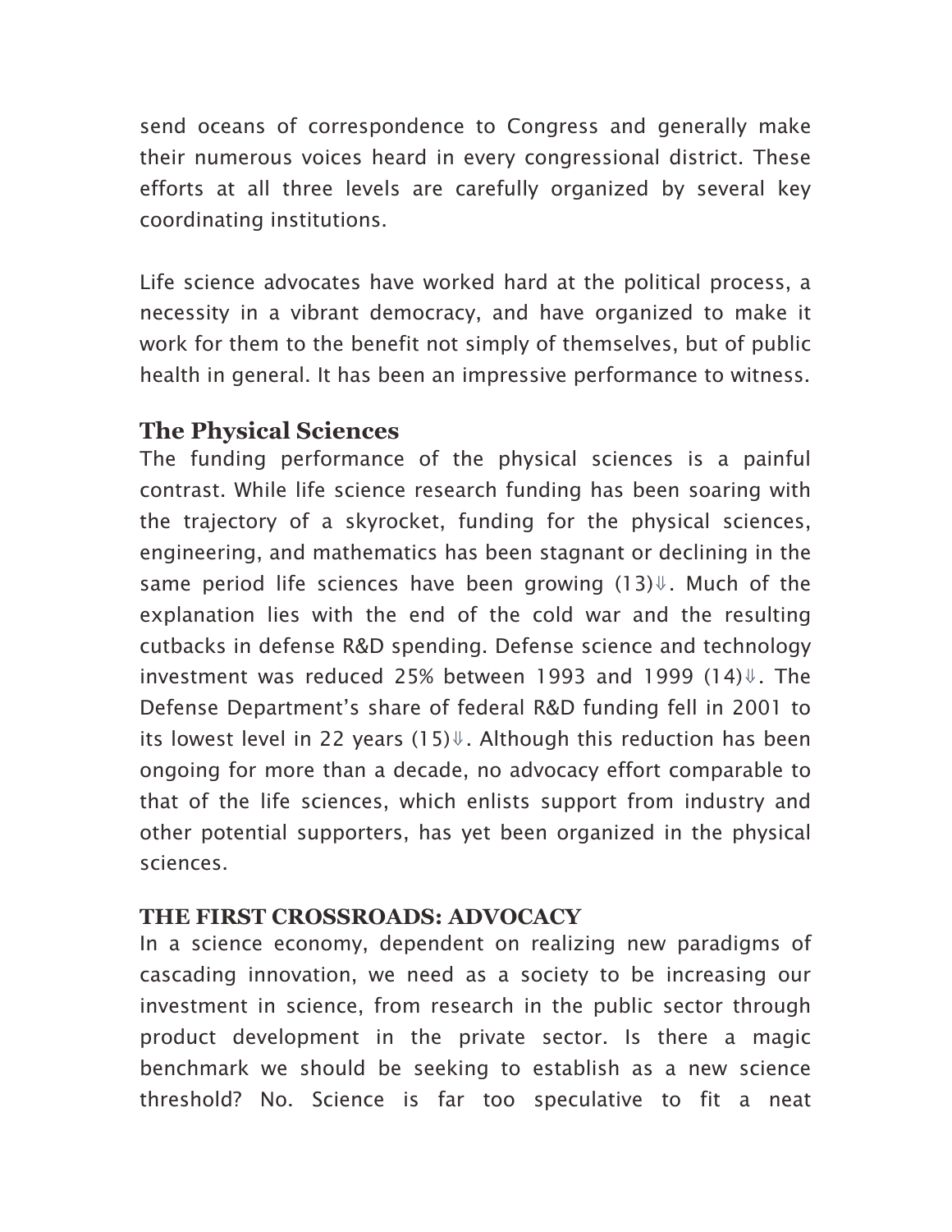send oceans of correspondence to Congress and generally make their numerous voices heard in every congressional district. These efforts at all three levels are carefully organized by several key coordinating institutions.

Life science advocates have worked hard at the political process, a necessity in a vibrant democracy, and have organized to make it work for them to the benefit not simply of themselves, but of public health in general. It has been an impressive performance to witness.

## The Physical Sciences

The funding performance of the physical sciences is a painful contrast. While life science research funding has been soaring with the trajectory of a skyrocket, funding for the physical sciences, engineering, and mathematics has been stagnant or declining in the same period life sciences have been growing (13)⇓. Much of the explanation lies with the end of the cold war and the resulting cutbacks in defense R&D spending. Defense science and technology investment was reduced 25% between 1993 and 1999 (14)⇓. The Defense Department's share of federal R&D funding fell in 2001 to its lowest level in 22 years (15)⇓. Although this reduction has been ongoing for more than a decade, no advocacy effort comparable to that of the life sciences, which enlists support from industry and other potential supporters, has yet been organized in the physical sciences.

### THE FIRST CROSSROADS: ADVOCACY

In a science economy, dependent on realizing new paradigms of cascading innovation, we need as a society to be increasing our investment in science, from research in the public sector through product development in the private sector. Is there a magic benchmark we should be seeking to establish as a new science threshold? No. Science is far too speculative to fit a neat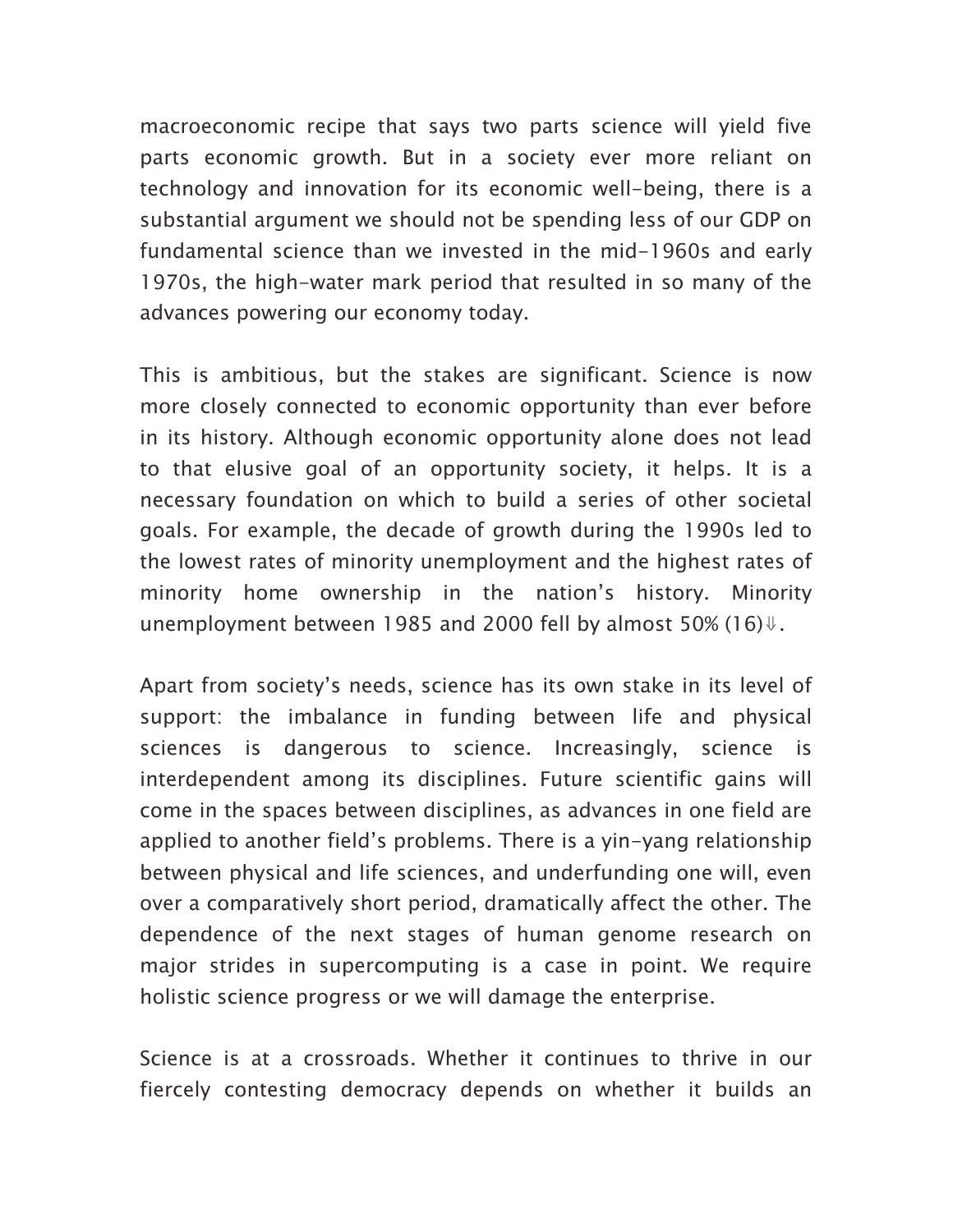macroeconomic recipe that says two parts science will yield five parts economic growth. But in a society ever more reliant on technology and innovation for its economic well-being, there is a substantial argument we should not be spending less of our GDP on fundamental science than we invested in the mid-1960s and early 1970s, the high-water mark period that resulted in so many of the advances powering our economy today.

This is ambitious, but the stakes are significant. Science is now more closely connected to economic opportunity than ever before in its history. Although economic opportunity alone does not lead to that elusive goal of an opportunity society, it helps. It is a necessary foundation on which to build a series of other societal goals. For example, the decade of growth during the 1990s led to the lowest rates of minority unemployment and the highest rates of minority home ownership in the nation's history. Minority unemployment between 1985 and 2000 fell by almost 50% (16)⇓.

Apart from society's needs, science has its own stake in its level of support: the imbalance in funding between life and physical sciences is dangerous to science. Increasingly, science is interdependent among its disciplines. Future scientific gains will come in the spaces between disciplines, as advances in one field are applied to another field's problems. There is a yin-yang relationship between physical and life sciences, and underfunding one will, even over a comparatively short period, dramatically affect the other. The dependence of the next stages of human genome research on major strides in supercomputing is a case in point. We require holistic science progress or we will damage the enterprise.

Science is at a crossroads. Whether it continues to thrive in our fiercely contesting democracy depends on whether it builds an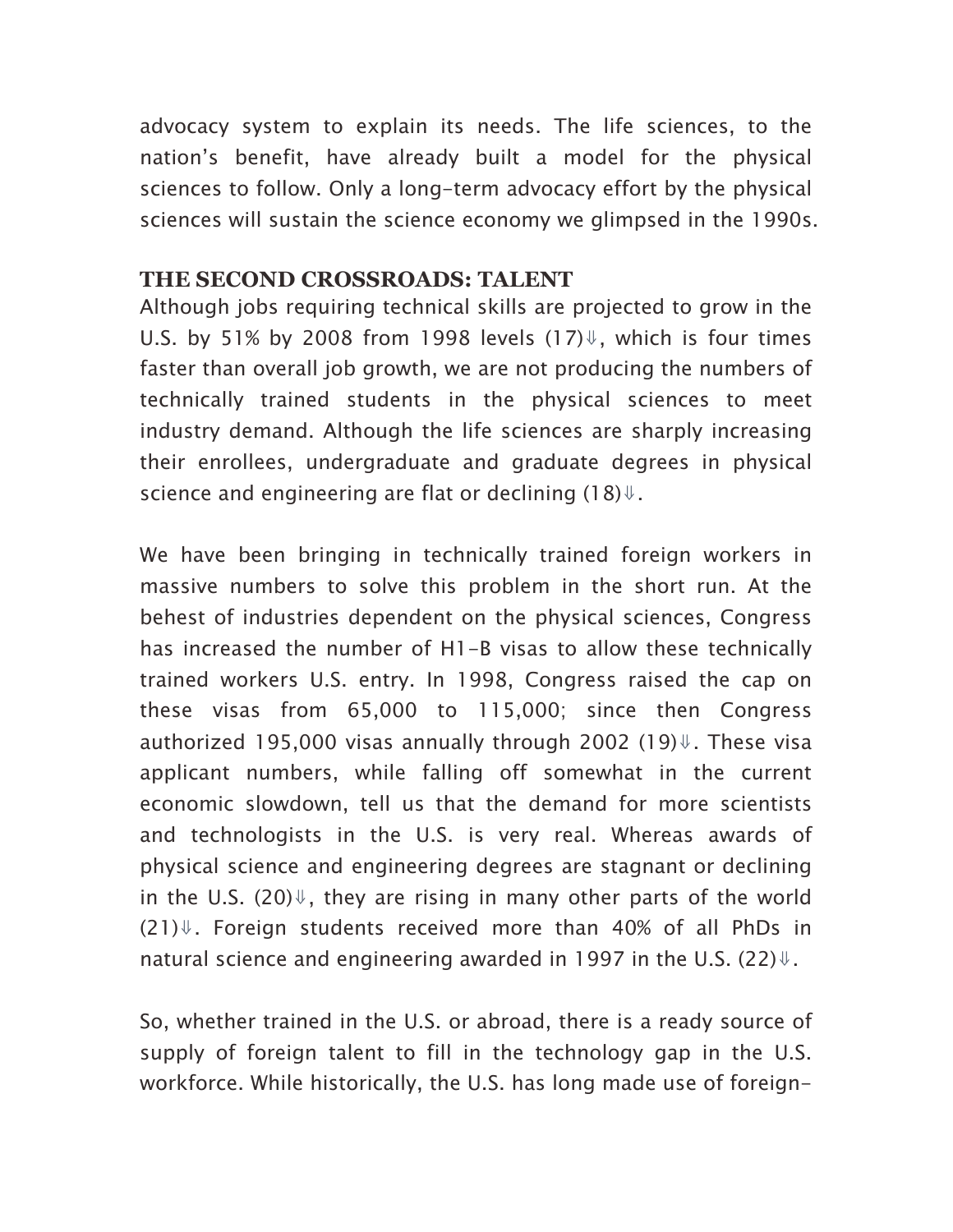advocacy system to explain its needs. The life sciences, to the nation's benefit, have already built a model for the physical sciences to follow. Only a long-term advocacy effort by the physical sciences will sustain the science economy we glimpsed in the 1990s.

## THE SECOND CROSSROADS: TALENT

Although jobs requiring technical skills are projected to grow in the U.S. by 51% by 2008 from 1998 levels (17)⇓, which is four times faster than overall job growth, we are not producing the numbers of technically trained students in the physical sciences to meet industry demand. Although the life sciences are sharply increasing their enrollees, undergraduate and graduate degrees in physical science and engineering are flat or declining (18)⇓.

We have been bringing in technically trained foreign workers in massive numbers to solve this problem in the short run. At the behest of industries dependent on the physical sciences, Congress has increased the number of H1-B visas to allow these technically trained workers U.S. entry. In 1998, Congress raised the cap on these visas from 65,000 to 115,000; since then Congress authorized 195,000 visas annually through 2002 (19)⇓. These visa applicant numbers, while falling off somewhat in the current economic slowdown, tell us that the demand for more scientists and technologists in the U.S. is very real. Whereas awards of physical science and engineering degrees are stagnant or declining in the U.S. (20)⇓, they are rising in many other parts of the world (21)⇓. Foreign students received more than 40% of all PhDs in natural science and engineering awarded in 1997 in the U.S. (22)⇓.

So, whether trained in the U.S. or abroad, there is a ready source of supply of foreign talent to fill in the technology gap in the U.S. workforce. While historically, the U.S. has long made use of foreign-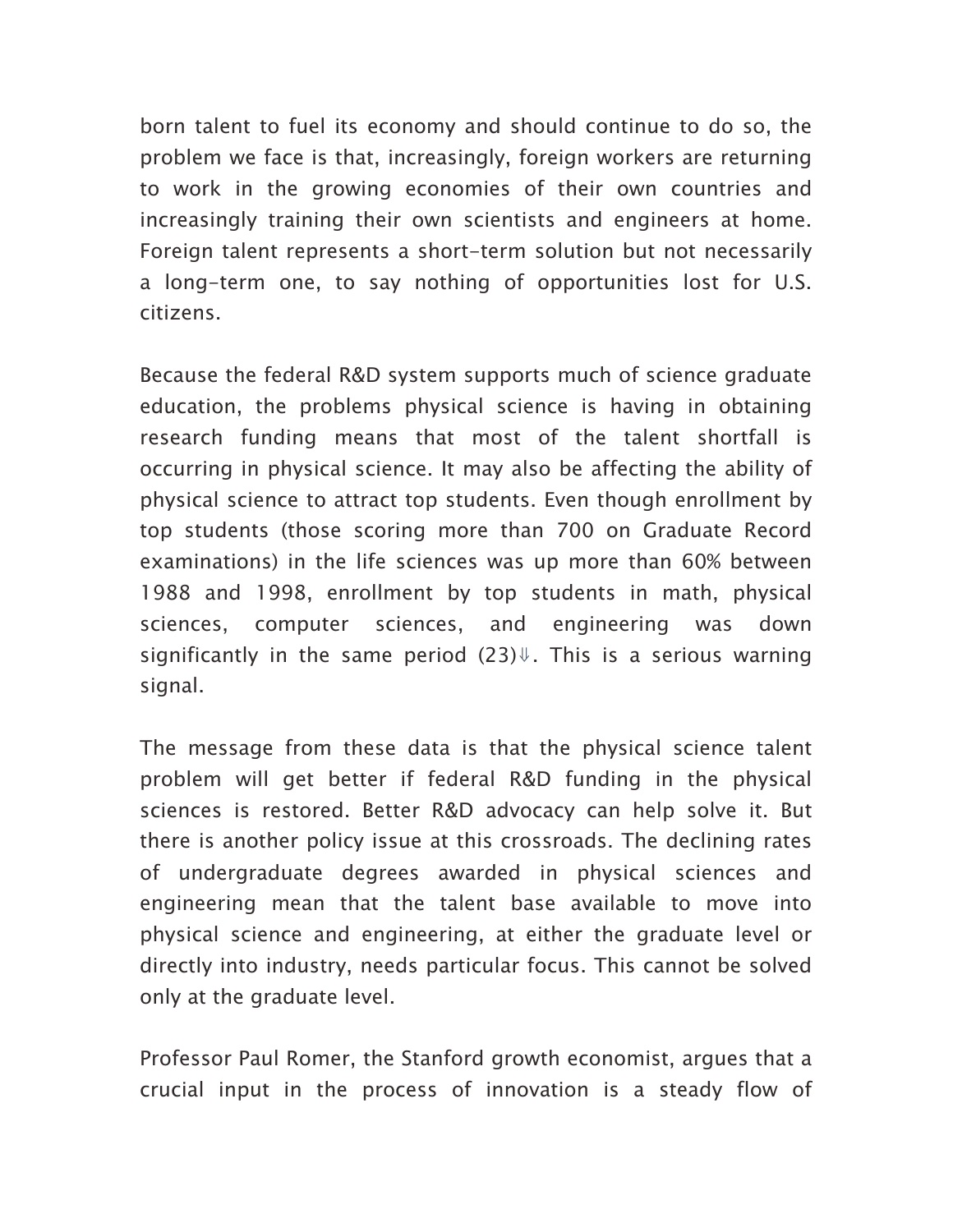born talent to fuel its economy and should continue to do so, the problem we face is that, increasingly, foreign workers are returning to work in the growing economies of their own countries and increasingly training their own scientists and engineers at home. Foreign talent represents a short-term solution but not necessarily a long-term one, to say nothing of opportunities lost for U.S. citizens.

Because the federal R&D system supports much of science graduate education, the problems physical science is having in obtaining research funding means that most of the talent shortfall is occurring in physical science. It may also be affecting the ability of physical science to attract top students. Even though enrollment by top students (those scoring more than 700 on Graduate Record examinations) in the life sciences was up more than 60% between 1988 and 1998, enrollment by top students in math, physical sciences, computer sciences, and engineering was down significantly in the same period (23)⇓. This is a serious warning signal.

The message from these data is that the physical science talent problem will get better if federal R&D funding in the physical sciences is restored. Better R&D advocacy can help solve it. But there is another policy issue at this crossroads. The declining rates of undergraduate degrees awarded in physical sciences and engineering mean that the talent base available to move into physical science and engineering, at either the graduate level or directly into industry, needs particular focus. This cannot be solved only at the graduate level.

Professor Paul Romer, the Stanford growth economist, argues that a crucial input in the process of innovation is a steady flow of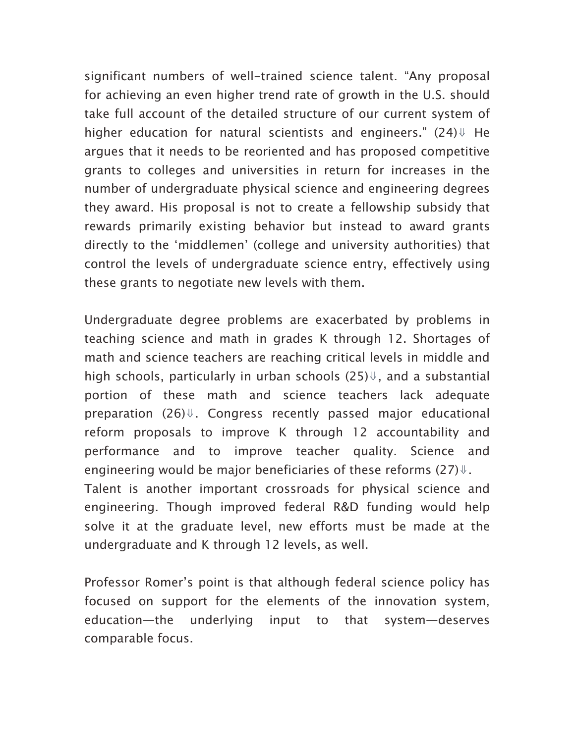significant numbers of well-trained science talent. “Any proposal for achieving an even higher trend rate of growth in the U.S. should take full account of the detailed structure of our current system of higher education for natural scientists and engineers.” (24)⇓ He argues that it needs to be reoriented and has proposed competitive grants to colleges and universities in return for increases in the number of undergraduate physical science and engineering degrees they award. His proposal is not to create a fellowship subsidy that rewards primarily existing behavior but instead to award grants directly to the ‘middlemen’ (college and university authorities) that control the levels of undergraduate science entry, effectively using these grants to negotiate new levels with them.

Undergraduate degree problems are exacerbated by problems in teaching science and math in grades K through 12. Shortages of math and science teachers are reaching critical levels in middle and high schools, particularly in urban schools (25)⇓, and a substantial portion of these math and science teachers lack adequate preparation (26)⇓. Congress recently passed major educational reform proposals to improve K through 12 accountability and performance and to improve teacher quality. Science and engineering would be major beneficiaries of these reforms (27)⇓.

Talent is another important crossroads for physical science and engineering. Though improved federal R&D funding would help solve it at the graduate level, new efforts must be made at the undergraduate and K through 12 levels, as well.

Professor Romer’s point is that although federal science policy has focused on support for the elements of the innovation system, education—the underlying input to that system—deserves comparable focus.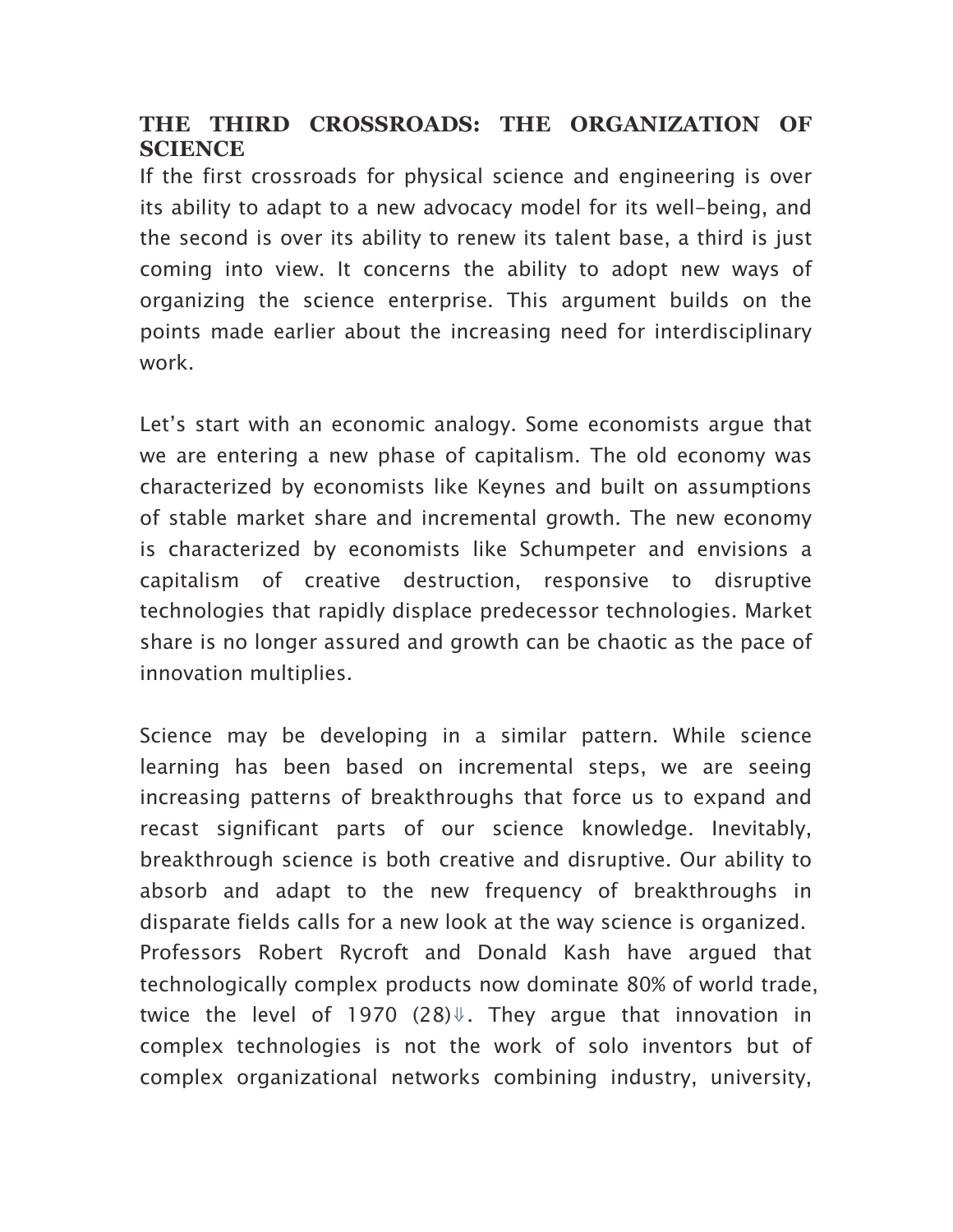## THE THIRD CROSSROADS: THE ORGANIZATION OF SCIENCE

If the first crossroads for physical science and engineering is over its ability to adapt to a new advocacy model for its well-being, and the second is over its ability to renew its talent base, a third is just coming into view. It concerns the ability to adopt new ways of organizing the science enterprise. This argument builds on the points made earlier about the increasing need for interdisciplinary work.

Let's start with an economic analogy. Some economists argue that we are entering a new phase of capitalism. The old economy was characterized by economists like Keynes and built on assumptions of stable market share and incremental growth. The new economy is characterized by economists like Schumpeter and envisions a capitalism of creative destruction, responsive to disruptive technologies that rapidly displace predecessor technologies. Market share is no longer assured and growth can be chaotic as the pace of innovation multiplies.

Science may be developing in a similar pattern. While science learning has been based on incremental steps, we are seeing increasing patterns of breakthroughs that force us to expand and recast significant parts of our science knowledge. Inevitably, breakthrough science is both creative and disruptive. Our ability to absorb and adapt to the new frequency of breakthroughs in disparate fields calls for a new look at the way science is organized.
Professors Robert Rycroft and Donald Kash have argued that technologically complex products now dominate 80% of world trade, twice the level of 1970 (28)⇓. They argue that innovation in complex technologies is not the work of solo inventors but of complex organizational networks combining industry, university,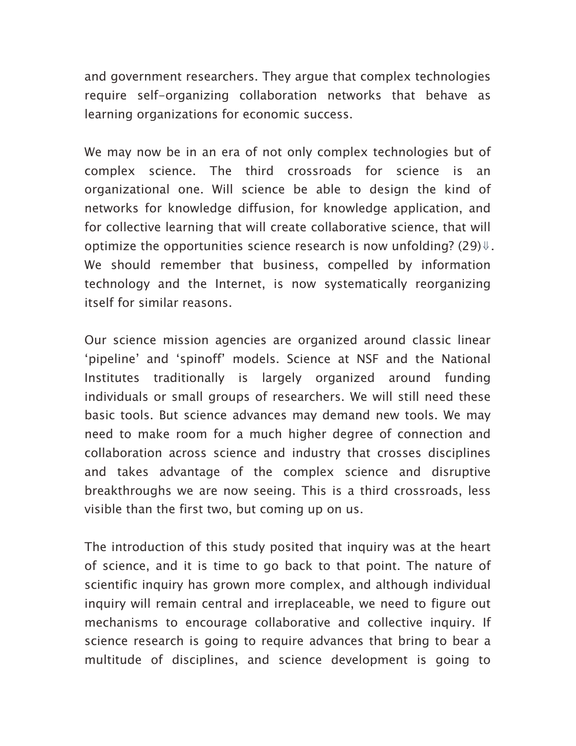and government researchers. They argue that complex technologies require self-organizing collaboration networks that behave as learning organizations for economic success.

We may now be in an era of not only complex technologies but of complex science. The third crossroads for science is an organizational one. Will science be able to design the kind of networks for knowledge diffusion, for knowledge application, and for collective learning that will create collaborative science, that will optimize the opportunities science research is now unfolding? (29)⇓. We should remember that business, compelled by information technology and the Internet, is now systematically reorganizing itself for similar reasons.

Our science mission agencies are organized around classic linear 'pipeline' and 'spinoff' models. Science at NSF and the National Institutes traditionally is largely organized around funding individuals or small groups of researchers. We will still need these basic tools. But science advances may demand new tools. We may need to make room for a much higher degree of connection and collaboration across science and industry that crosses disciplines and takes advantage of the complex science and disruptive breakthroughs we are now seeing. This is a third crossroads, less visible than the first two, but coming up on us.

The introduction of this study posited that inquiry was at the heart of science, and it is time to go back to that point. The nature of scientific inquiry has grown more complex, and although individual inquiry will remain central and irreplaceable, we need to figure out mechanisms to encourage collaborative and collective inquiry. If science research is going to require advances that bring to bear a multitude of disciplines, and science development is going to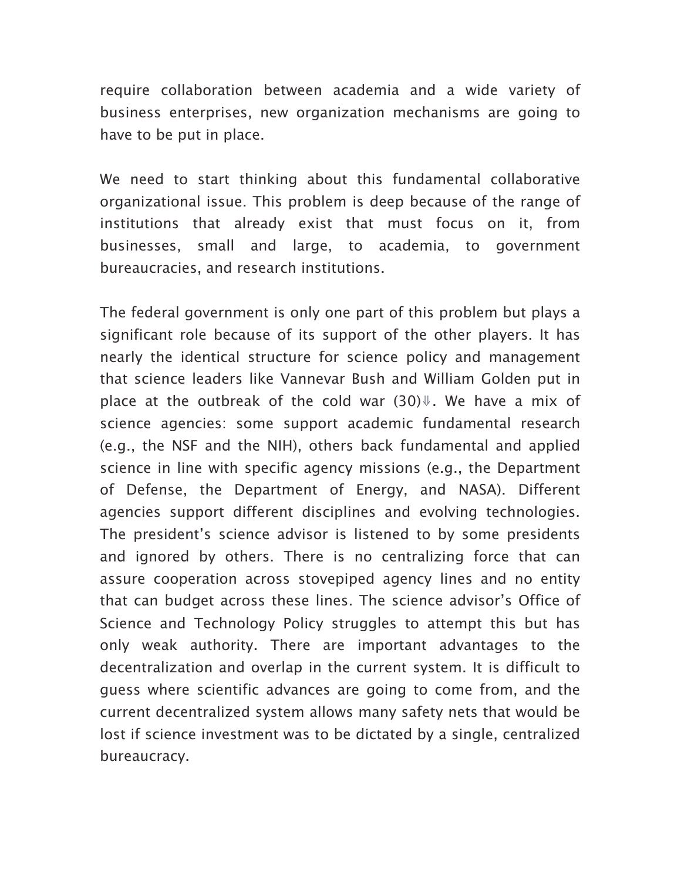require collaboration between academia and a wide variety of business enterprises, new organization mechanisms are going to have to be put in place.

We need to start thinking about this fundamental collaborative organizational issue. This problem is deep because of the range of institutions that already exist that must focus on it, from businesses, small and large, to academia, to government bureaucracies, and research institutions.

The federal government is only one part of this problem but plays a significant role because of its support of the other players. It has nearly the identical structure for science policy and management that science leaders like Vannevar Bush and William Golden put in place at the outbreak of the cold war (30)⇓. We have a mix of science agencies: some support academic fundamental research (e.g., the NSF and the NIH), others back fundamental and applied science in line with specific agency missions (e.g., the Department of Defense, the Department of Energy, and NASA). Different agencies support different disciplines and evolving technologies. The president's science advisor is listened to by some presidents and ignored by others. There is no centralizing force that can assure cooperation across stovepiped agency lines and no entity that can budget across these lines. The science advisor's Office of Science and Technology Policy struggles to attempt this but has only weak authority. There are important advantages to the decentralization and overlap in the current system. It is difficult to guess where scientific advances are going to come from, and the current decentralized system allows many safety nets that would be lost if science investment was to be dictated by a single, centralized bureaucracy.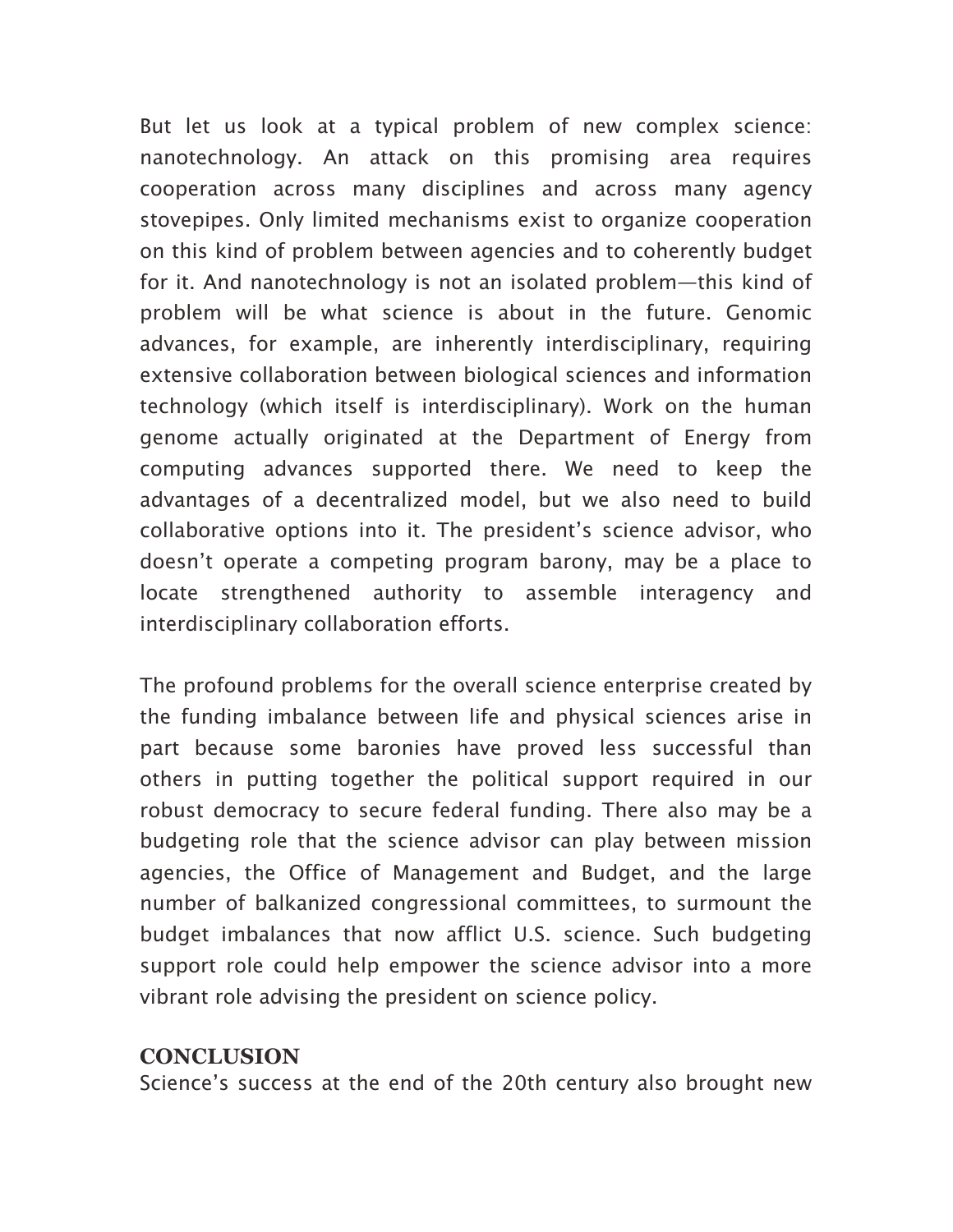But let us look at a typical problem of new complex science: nanotechnology. An attack on this promising area requires cooperation across many disciplines and across many agency stovepipes. Only limited mechanisms exist to organize cooperation on this kind of problem between agencies and to coherently budget for it. And nanotechnology is not an isolated problem—this kind of problem will be what science is about in the future. Genomic advances, for example, are inherently interdisciplinary, requiring extensive collaboration between biological sciences and information technology (which itself is interdisciplinary). Work on the human genome actually originated at the Department of Energy from computing advances supported there. We need to keep the advantages of a decentralized model, but we also need to build collaborative options into it. The president's science advisor, who doesn't operate a competing program barony, may be a place to locate strengthened authority to assemble interagency and interdisciplinary collaboration efforts.

The profound problems for the overall science enterprise created by the funding imbalance between life and physical sciences arise in part because some baronies have proved less successful than others in putting together the political support required in our robust democracy to secure federal funding. There also may be a budgeting role that the science advisor can play between mission agencies, the Office of Management and Budget, and the large number of balkanized congressional committees, to surmount the budget imbalances that now afflict U.S. science. Such budgeting support role could help empower the science advisor into a more vibrant role advising the president on science policy.

## CONCLUSION

Science's success at the end of the 20th century also brought new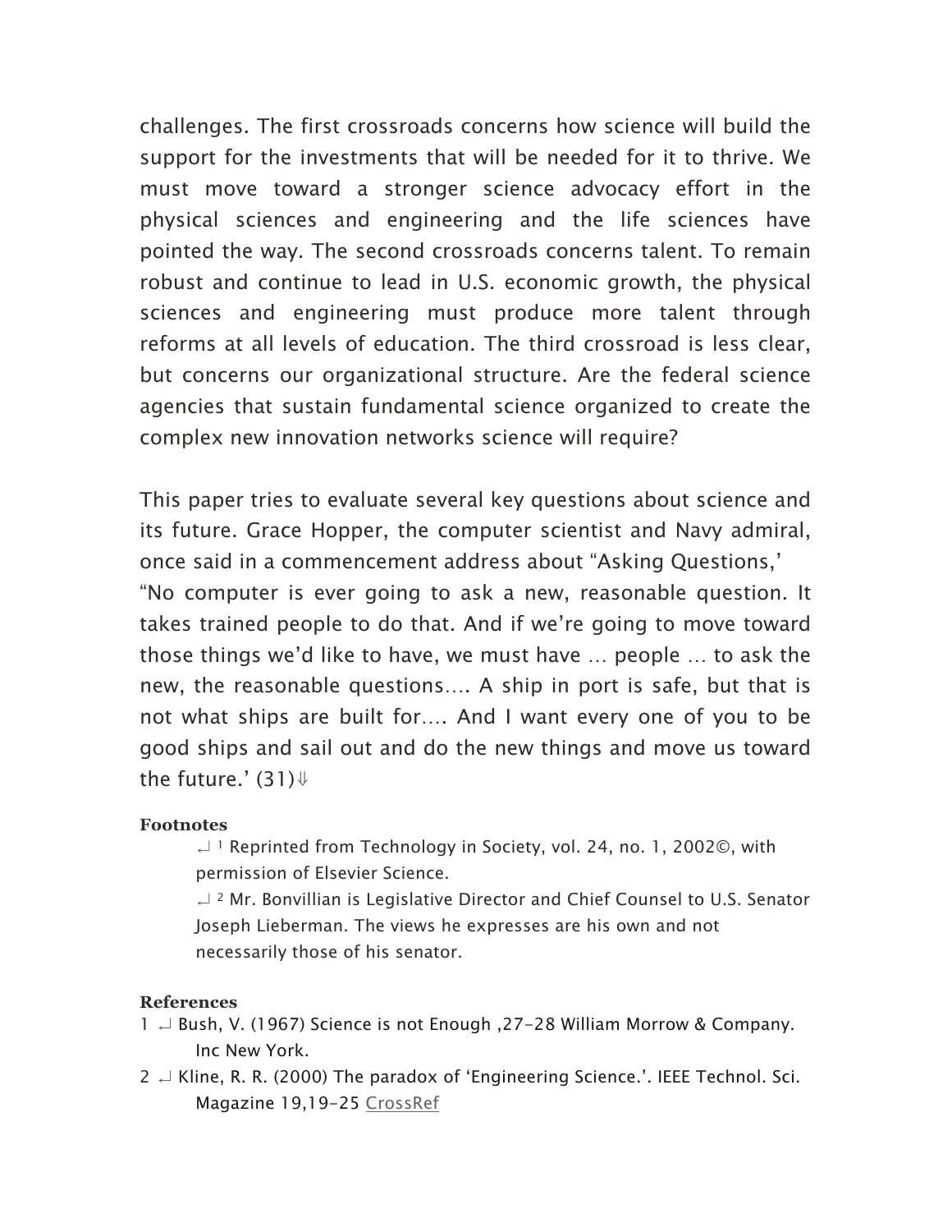challenges. The first crossroads concerns how science will build the support for the investments that will be needed for it to thrive. We must move toward a stronger science advocacy effort in the physical sciences and engineering and the life sciences have pointed the way. The second crossroads concerns talent. To remain robust and continue to lead in U.S. economic growth, the physical sciences and engineering must produce more talent through reforms at all levels of education. The third crossroad is less clear, but concerns our organizational structure. Are the federal science agencies that sustain fundamental science organized to create the complex new innovation networks science will require?

This paper tries to evaluate several key questions about science and its future. Grace Hopper, the computer scientist and Navy admiral, once said in a commencement address about "Asking Questions,'
"No computer is ever going to ask a new, reasonable question. It takes trained people to do that. And if we're going to move toward those things we'd like to have, we must have … people … to ask the new, the reasonable questions…. A ship in port is safe, but that is not what ships are built for…. And I want every one of you to be good ships and sail out and do the new things and move us toward the future.' (31)⇓

#### Footnotes

↵ [1] Reprinted from Technology in Society, vol. 24, no. 1, 2002©, with permission of Elsevier Science.

↵ [2] Mr. Bonvillian is Legislative Director and Chief Counsel to U.S. Senator Joseph Lieberman. The views he expresses are his own and not necessarily those of his senator.

#### References

1. ↵ Bush, V. (1967) Science is not Enough ,27–28 William Morrow & Company. Inc New York.
2. ↵ Kline, R. R. (2000) The paradox of 'Engineering Science.'. IEEE Technol. Sci. Magazine 19,19–25 CrossRef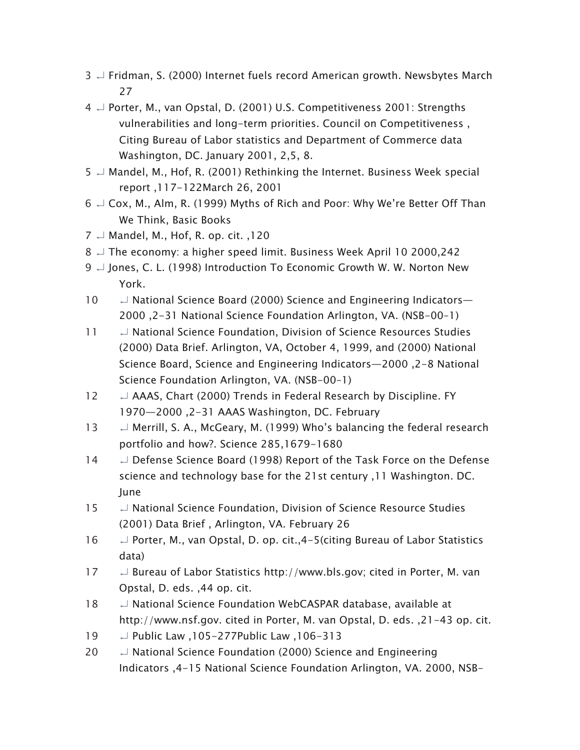3. ↩ Fridman, S. (2000) Internet fuels record American growth. Newsbytes March 27
4. ↩ Porter, M., van Opstal, D. (2001) U.S. Competitiveness 2001: Strengths vulnerabilities and long-term priorities. Council on Competitiveness , Citing Bureau of Labor statistics and Department of Commerce data Washington, DC. January 2001, 2,5, 8.
5. ↩ Mandel, M., Hof, R. (2001) Rethinking the Internet. Business Week special report ,117-122March 26, 2001
6. ↩ Cox, M., Alm, R. (1999) Myths of Rich and Poor: Why We're Better Off Than We Think, Basic Books
7. ↩ Mandel, M., Hof, R. op. cit. ,120
8. ↩ The economy: a higher speed limit. Business Week April 10 2000,242
9. ↩ Jones, C. L. (1998) Introduction To Economic Growth W. W. Norton New York.
10. ↩ National Science Board (2000) Science and Engineering Indicators—2000 ,2-31 National Science Foundation Arlington, VA. (NSB-00-1)
11. ↩ National Science Foundation, Division of Science Resources Studies (2000) Data Brief. Arlington, VA, October 4, 1999, and (2000) National Science Board, Science and Engineering Indicators—2000 ,2-8 National Science Foundation Arlington, VA. (NSB-00-1)
12. ↩ AAAS, Chart (2000) Trends in Federal Research by Discipline. FY 1970—2000 ,2-31 AAAS Washington, DC. February
13. ↩ Merrill, S. A., McGeary, M. (1999) Who's balancing the federal research portfolio and how?. Science 285,1679-1680
14. ↩ Defense Science Board (1998) Report of the Task Force on the Defense science and technology base for the 21st century ,11 Washington. DC. June
15. ↩ National Science Foundation, Division of Science Resource Studies (2001) Data Brief , Arlington, VA. February 26
16. ↩ Porter, M., van Opstal, D. op. cit.,4-5(citing Bureau of Labor Statistics data)
17. ↩ Bureau of Labor Statistics http://www.bls.gov; cited in Porter, M. van Opstal, D. eds. ,44 op. cit.
18. ↩ National Science Foundation WebCASPAR database, available at http://www.nsf.gov. cited in Porter, M. van Opstal, D. eds. ,21-43 op. cit.
19. ↩ Public Law ,105-277Public Law ,106-313
20. ↩ National Science Foundation (2000) Science and Engineering Indicators ,4-15 National Science Foundation Arlington, VA. 2000, NSB-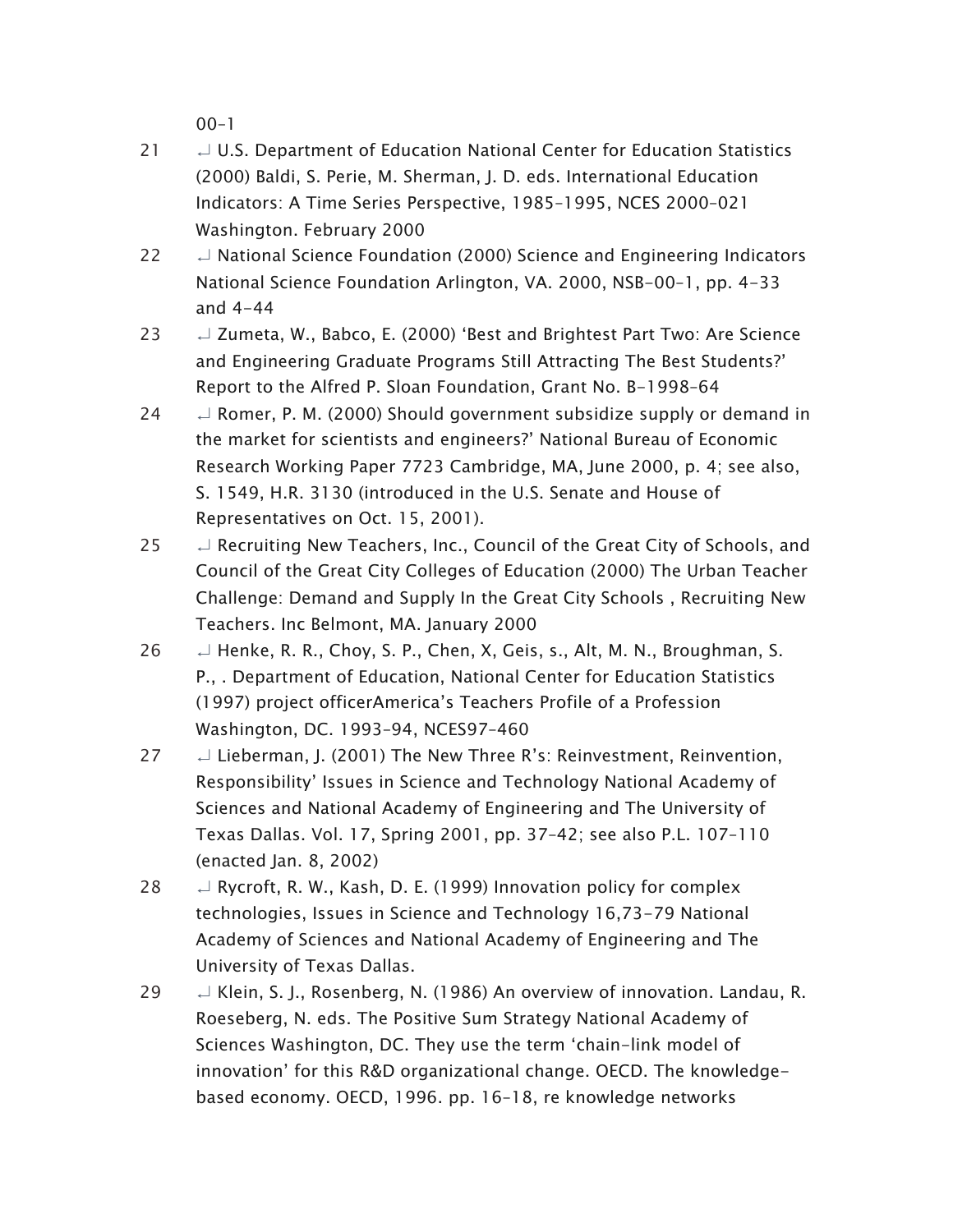00–1

21 ↵ U.S. Department of Education National Center for Education Statistics (2000) Baldi, S. Perie, M. Sherman, J. D. eds. International Education Indicators: A Time Series Perspective, 1985–1995, NCES 2000–021 Washington. February 2000

22 ↵ National Science Foundation (2000) Science and Engineering Indicators National Science Foundation Arlington, VA. 2000, NSB–00–1, pp. 4–33 and 4–44

23 ↵ Zumeta, W., Babco, E. (2000) 'Best and Brightest Part Two: Are Science and Engineering Graduate Programs Still Attracting The Best Students?' Report to the Alfred P. Sloan Foundation, Grant No. B–1998–64

24 ↵ Romer, P. M. (2000) Should government subsidize supply or demand in the market for scientists and engineers?' National Bureau of Economic Research Working Paper 7723 Cambridge, MA, June 2000, p. 4; see also, S. 1549, H.R. 3130 (introduced in the U.S. Senate and House of Representatives on Oct. 15, 2001).

25 ↵ Recruiting New Teachers, Inc., Council of the Great City of Schools, and Council of the Great City Colleges of Education (2000) The Urban Teacher Challenge: Demand and Supply In the Great City Schools , Recruiting New Teachers. Inc Belmont, MA. January 2000

26 ↵ Henke, R. R., Choy, S. P., Chen, X, Geis, s., Alt, M. N., Broughman, S. P., . Department of Education, National Center for Education Statistics (1997) project officerAmerica's Teachers Profile of a Profession Washington, DC. 1993–94, NCES97–460

27 ↵ Lieberman, J. (2001) The New Three R's: Reinvestment, Reinvention, Responsibility' Issues in Science and Technology National Academy of Sciences and National Academy of Engineering and The University of Texas Dallas. Vol. 17, Spring 2001, pp. 37–42; see also P.L. 107–110 (enacted Jan. 8, 2002)

28 ↵ Rycroft, R. W., Kash, D. E. (1999) Innovation policy for complex technologies, Issues in Science and Technology 16,73–79 National Academy of Sciences and National Academy of Engineering and The University of Texas Dallas.

29 ↵ Klein, S. J., Rosenberg, N. (1986) An overview of innovation. Landau, R. Roeseberg, N. eds. The Positive Sum Strategy National Academy of Sciences Washington, DC. They use the term 'chain-link model of innovation' for this R&D organizational change. OECD. The knowledge-based economy. OECD, 1996. pp. 16–18, re knowledge networks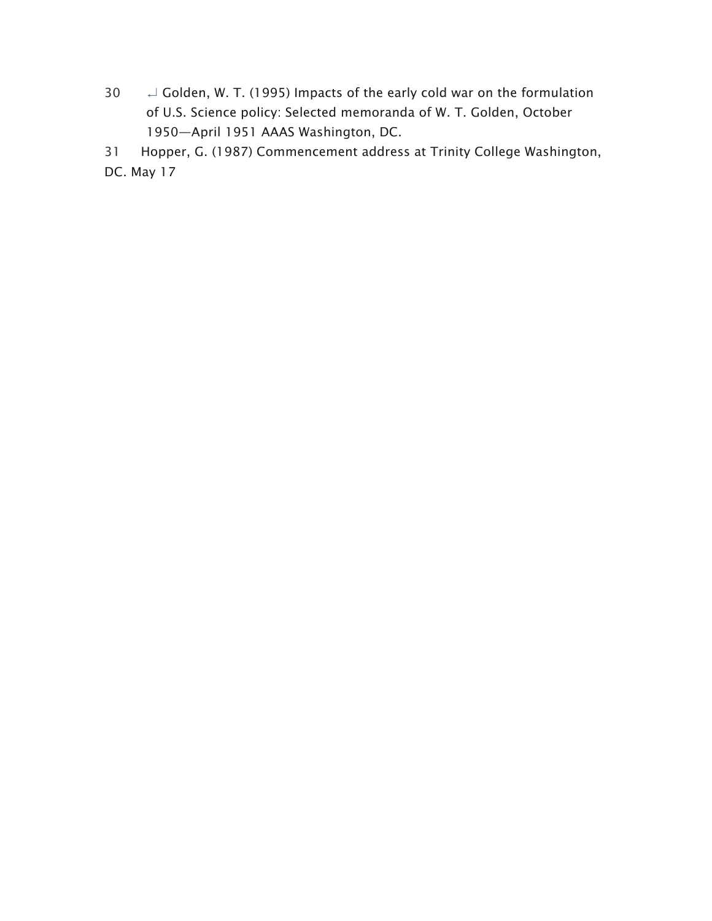30 ↵ Golden, W. T. (1995) Impacts of the early cold war on the formulation of U.S. Science policy: Selected memoranda of W. T. Golden, October 1950—April 1951 AAAS Washington, DC.

31 Hopper, G. (1987) Commencement address at Trinity College Washington, DC. May 17